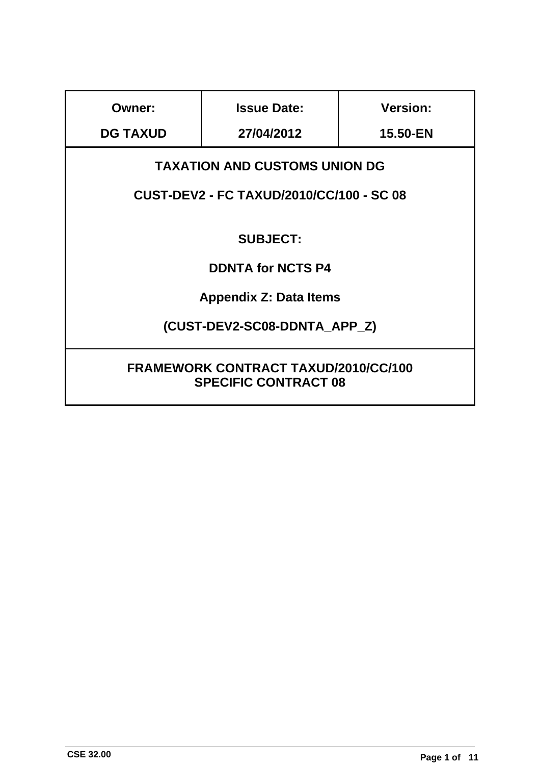| Owner: | Issue Date: | Version: |
| --- | --- | --- |
| DG TAXUD | 27/04/2012 | 15.50-EN |

**TAXATION AND CUSTOMS UNION DG**

**CUST-DEV2 - FC TAXUD/2010/CC/100 - SC 08**

**SUBJECT:**

**DDNTA for NCTS P4**

**Appendix Z: Data Items**

**(CUST-DEV2-SC08-DDNTA_APP_Z)**

**FRAMEWORK CONTRACT TAXUD/2010/CC/100**
**SPECIFIC CONTRACT 08**

CSE 32.00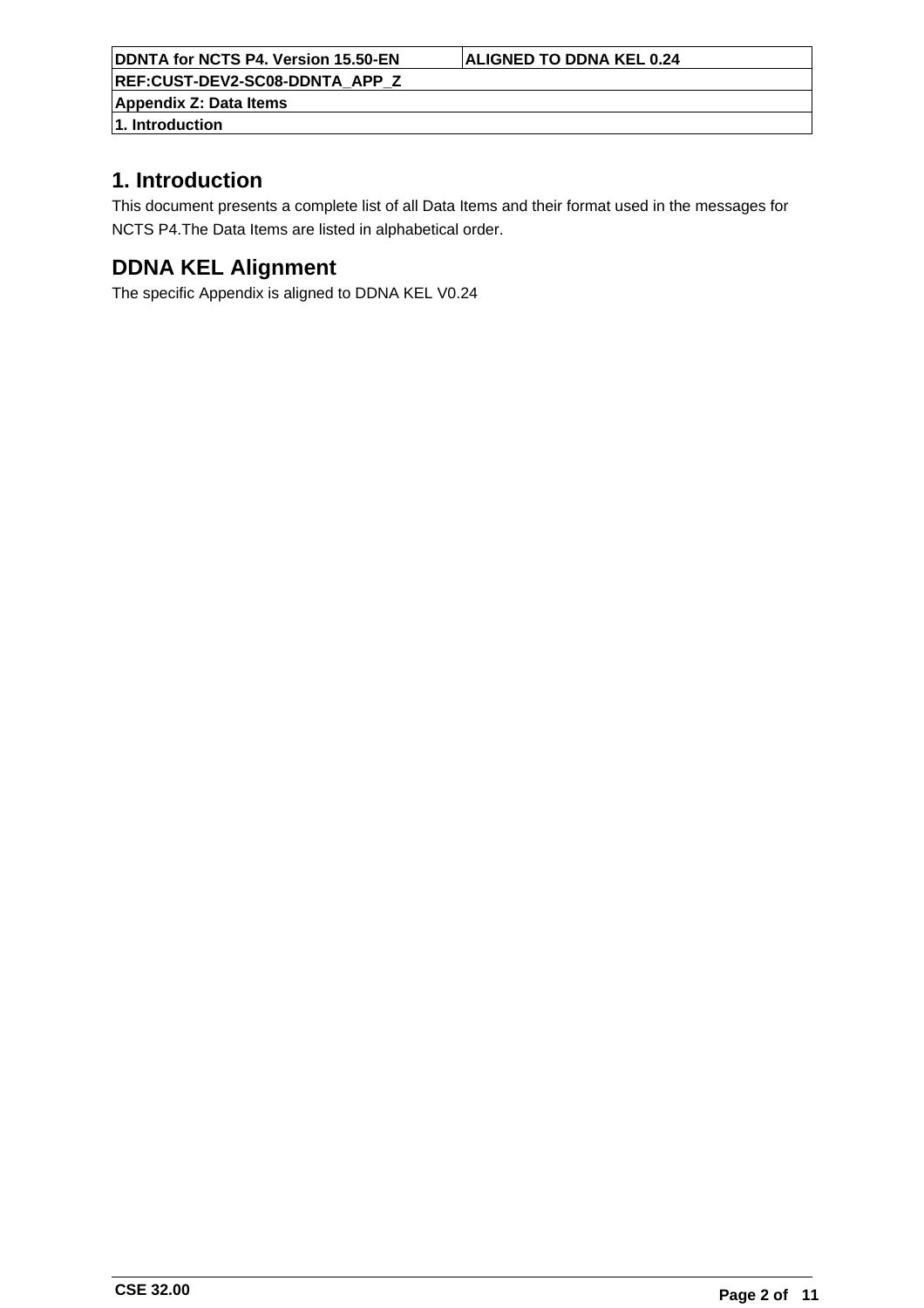# 1. Introduction

This document presents a complete list of all Data Items and their format used in the messages for NCTS P4.The Data Items are listed in alphabetical order.

# DDNA KEL Alignment

The specific Appendix is aligned to DDNA KEL V0.24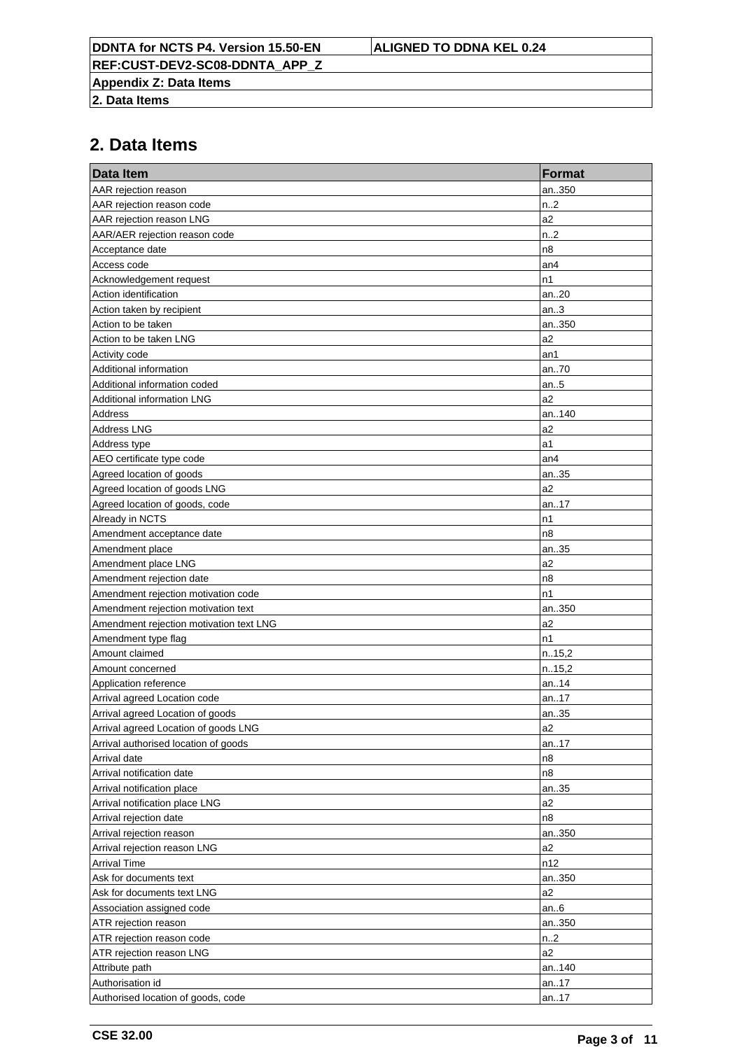## 2. Data Items

| Data Item | Format |
| --- | --- |
| AAR rejection reason | an..350 |
| AAR rejection reason code | n..2 |
| AAR rejection reason LNG | a2 |
| AAR/AER rejection reason code | n..2 |
| Acceptance date | n8 |
| Access code | an4 |
| Acknowledgement request | n1 |
| Action identification | an..20 |
| Action taken by recipient | an..3 |
| Action to be taken | an..350 |
| Action to be taken LNG | a2 |
| Activity code | an1 |
| Additional information | an..70 |
| Additional information coded | an..5 |
| Additional information LNG | a2 |
| Address | an..140 |
| Address LNG | a2 |
| Address type | a1 |
| AEO certificate type code | an4 |
| Agreed location of goods | an..35 |
| Agreed location of goods LNG | a2 |
| Agreed location of goods, code | an..17 |
| Already in NCTS | n1 |
| Amendment acceptance date | n8 |
| Amendment place | an..35 |
| Amendment place LNG | a2 |
| Amendment rejection date | n8 |
| Amendment rejection motivation code | n1 |
| Amendment rejection motivation text | an..350 |
| Amendment rejection motivation text LNG | a2 |
| Amendment type flag | n1 |
| Amount claimed | n..15,2 |
| Amount concerned | n..15,2 |
| Application reference | an..14 |
| Arrival agreed Location code | an..17 |
| Arrival agreed Location of goods | an..35 |
| Arrival agreed Location of goods LNG | a2 |
| Arrival authorised location of goods | an..17 |
| Arrival date | n8 |
| Arrival notification date | n8 |
| Arrival notification place | an..35 |
| Arrival notification place LNG | a2 |
| Arrival rejection date | n8 |
| Arrival rejection reason | an..350 |
| Arrival rejection reason LNG | a2 |
| Arrival Time | n12 |
| Ask for documents text | an..350 |
| Ask for documents text LNG | a2 |
| Association assigned code | an..6 |
| ATR rejection reason | an..350 |
| ATR rejection reason code | n..2 |
| ATR rejection reason LNG | a2 |
| Attribute path | an..140 |
| Authorisation id | an..17 |
| Authorised location of goods, code | an..17 |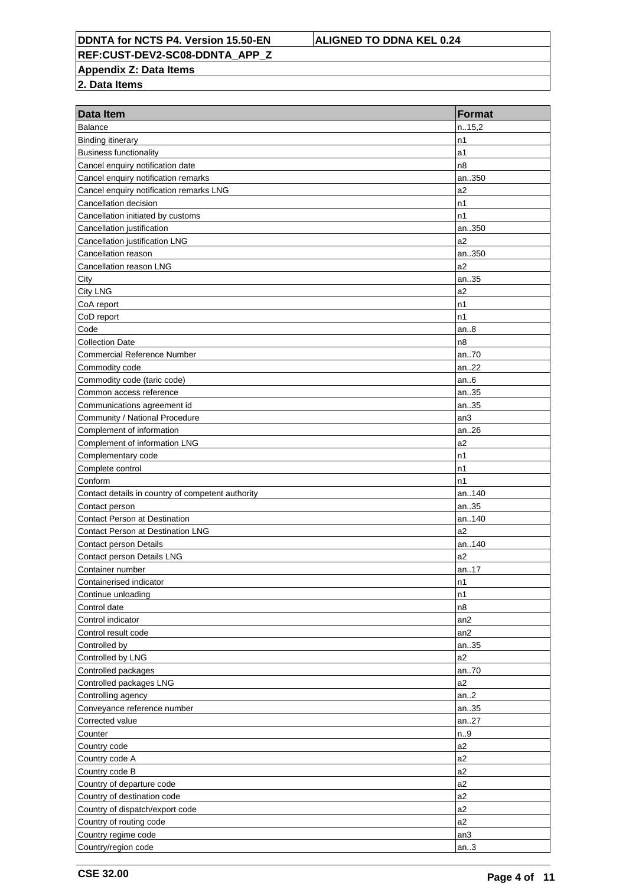**Appendix Z: Data Items**

**2. Data Items**

| Data Item | Format |
|---|---|
| Balance | n..15,2 |
| Binding itinerary | n1 |
| Business functionality | a1 |
| Cancel enquiry notification date | n8 |
| Cancel enquiry notification remarks | an..350 |
| Cancel enquiry notification remarks LNG | a2 |
| Cancellation decision | n1 |
| Cancellation initiated by customs | n1 |
| Cancellation justification | an..350 |
| Cancellation justification LNG | a2 |
| Cancellation reason | an..350 |
| Cancellation reason LNG | a2 |
| City | an..35 |
| City LNG | a2 |
| CoA report | n1 |
| CoD report | n1 |
| Code | an..8 |
| Collection Date | n8 |
| Commercial Reference Number | an..70 |
| Commodity code | an..22 |
| Commodity code (taric code) | an..6 |
| Common access reference | an..35 |
| Communications agreement id | an..35 |
| Community / National Procedure | an3 |
| Complement of information | an..26 |
| Complement of information LNG | a2 |
| Complementary code | n1 |
| Complete control | n1 |
| Conform | n1 |
| Contact details in country of competent authority | an..140 |
| Contact person | an..35 |
| Contact Person at Destination | an..140 |
| Contact Person at Destination LNG | a2 |
| Contact person Details | an..140 |
| Contact person Details LNG | a2 |
| Container number | an..17 |
| Containerised indicator | n1 |
| Continue unloading | n1 |
| Control date | n8 |
| Control indicator | an2 |
| Control result code | an2 |
| Controlled by | an..35 |
| Controlled by LNG | a2 |
| Controlled packages | an..70 |
| Controlled packages LNG | a2 |
| Controlling agency | an..2 |
| Conveyance reference number | an..35 |
| Corrected value | an..27 |
| Counter | n..9 |
| Country code | a2 |
| Country code A | a2 |
| Country code B | a2 |
| Country of departure code | a2 |
| Country of destination code | a2 |
| Country of dispatch/export code | a2 |
| Country of routing code | a2 |
| Country regime code | an3 |
| Country/region code | an..3 |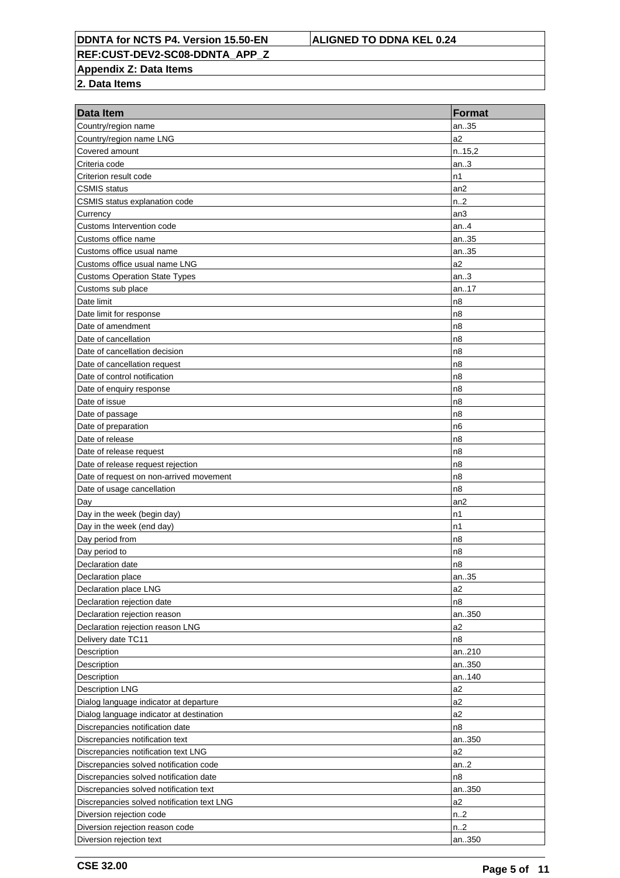| DDNTA for NCTS P4. Version 15.50-EN | ALIGNED TO DDNA KEL 0.24 |
|---|---|
| REF:CUST-DEV2-SC08-DDNTA_APP_Z | |
| Appendix Z: Data Items | |
| 2. Data Items | |

| Data Item | Format |
|---|---|
| Country/region name | an..35 |
| Country/region name LNG | a2 |
| Covered amount | n..15,2 |
| Criteria code | an..3 |
| Criterion result code | n1 |
| CSMIS status | an2 |
| CSMIS status explanation code | n..2 |
| Currency | an3 |
| Customs Intervention code | an..4 |
| Customs office name | an..35 |
| Customs office usual name | an..35 |
| Customs office usual name LNG | a2 |
| Customs Operation State Types | an..3 |
| Customs sub place | an..17 |
| Date limit | n8 |
| Date limit for response | n8 |
| Date of amendment | n8 |
| Date of cancellation | n8 |
| Date of cancellation decision | n8 |
| Date of cancellation request | n8 |
| Date of control notification | n8 |
| Date of enquiry response | n8 |
| Date of issue | n8 |
| Date of passage | n8 |
| Date of preparation | n6 |
| Date of release | n8 |
| Date of release request | n8 |
| Date of release request rejection | n8 |
| Date of request on non-arrived movement | n8 |
| Date of usage cancellation | n8 |
| Day | an2 |
| Day in the week (begin day) | n1 |
| Day in the week (end day) | n1 |
| Day period from | n8 |
| Day period to | n8 |
| Declaration date | n8 |
| Declaration place | an..35 |
| Declaration place LNG | a2 |
| Declaration rejection date | n8 |
| Declaration rejection reason | an..350 |
| Declaration rejection reason LNG | a2 |
| Delivery date TC11 | n8 |
| Description | an..210 |
| Description | an..350 |
| Description | an..140 |
| Description LNG | a2 |
| Dialog language indicator at departure | a2 |
| Dialog language indicator at destination | a2 |
| Discrepancies notification date | n8 |
| Discrepancies notification text | an..350 |
| Discrepancies notification text LNG | a2 |
| Discrepancies solved notification code | an..2 |
| Discrepancies solved notification date | n8 |
| Discrepancies solved notification text | an..350 |
| Discrepancies solved notification text LNG | a2 |
| Diversion rejection code | n..2 |
| Diversion rejection reason code | n..2 |
| Diversion rejection text | an..350 |

CSE 32.00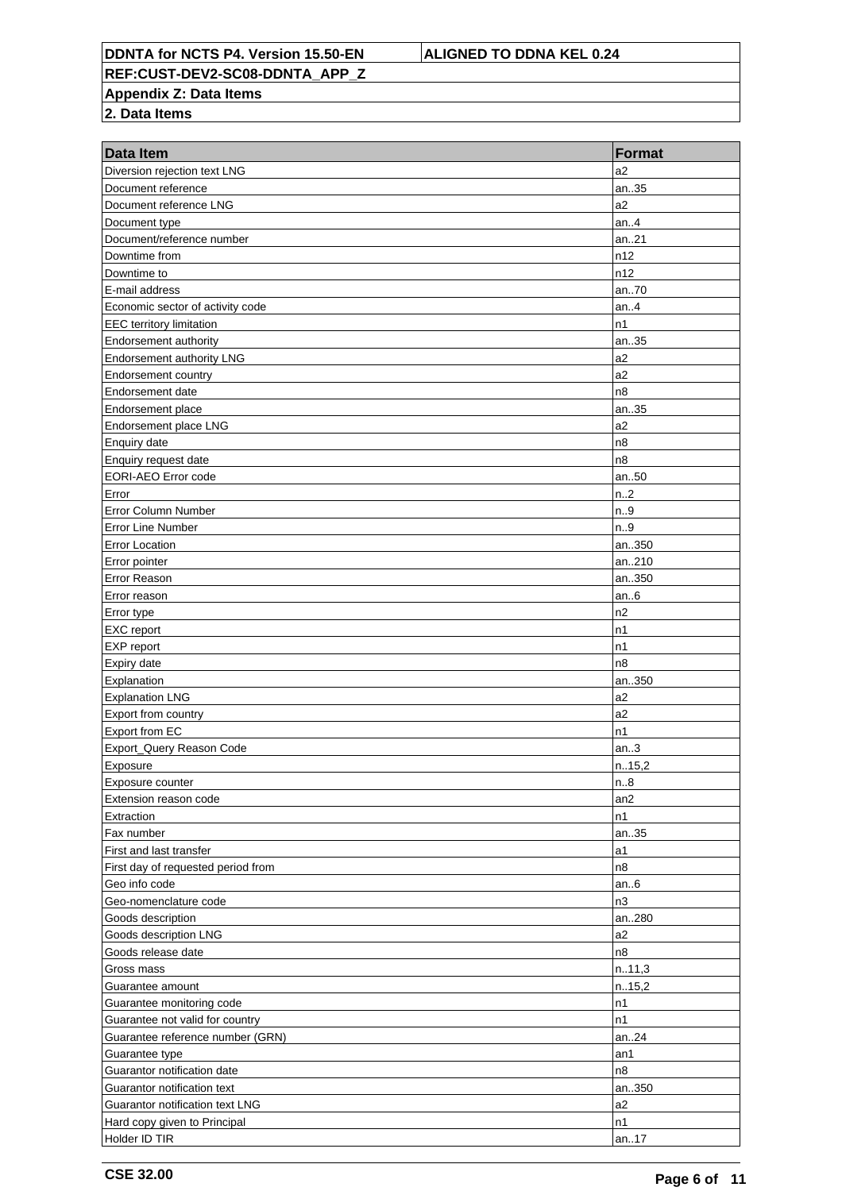DDNTA for NCTS P4. Version 15.50-EN | ALIGNED TO DDNA KEL 0.24

REF:CUST-DEV2-SC08-DDNTA_APP_Z

**Appendix Z: Data Items**

**2. Data Items**

| Data Item | Format |
|---|---|
| Diversion rejection text LNG | a2 |
| Document reference | an..35 |
| Document reference LNG | a2 |
| Document type | an..4 |
| Document/reference number | an..21 |
| Downtime from | n12 |
| Downtime to | n12 |
| E-mail address | an..70 |
| Economic sector of activity code | an..4 |
| EEC territory limitation | n1 |
| Endorsement authority | an..35 |
| Endorsement authority LNG | a2 |
| Endorsement country | a2 |
| Endorsement date | n8 |
| Endorsement place | an..35 |
| Endorsement place LNG | a2 |
| Enquiry date | n8 |
| Enquiry request date | n8 |
| EORI-AEO Error code | an..50 |
| Error | n..2 |
| Error Column Number | n..9 |
| Error Line Number | n..9 |
| Error Location | an..350 |
| Error pointer | an..210 |
| Error Reason | an..350 |
| Error reason | an..6 |
| Error type | n2 |
| EXC report | n1 |
| EXP report | n1 |
| Expiry date | n8 |
| Explanation | an..350 |
| Explanation LNG | a2 |
| Export from country | a2 |
| Export from EC | n1 |
| Export_Query Reason Code | an..3 |
| Exposure | n..15,2 |
| Exposure counter | n..8 |
| Extension reason code | an2 |
| Extraction | n1 |
| Fax number | an..35 |
| First and last transfer | a1 |
| First day of requested period from | n8 |
| Geo info code | an..6 |
| Geo-nomenclature code | n3 |
| Goods description | an..280 |
| Goods description LNG | a2 |
| Goods release date | n8 |
| Gross mass | n..11,3 |
| Guarantee amount | n..15,2 |
| Guarantee monitoring code | n1 |
| Guarantee not valid for country | n1 |
| Guarantee reference number (GRN) | an..24 |
| Guarantee type | an1 |
| Guarantor notification date | n8 |
| Guarantor notification text | an..350 |
| Guarantor notification text LNG | a2 |
| Hard copy given to Principal | n1 |
| Holder ID TIR | an..17 |

CSE 32.00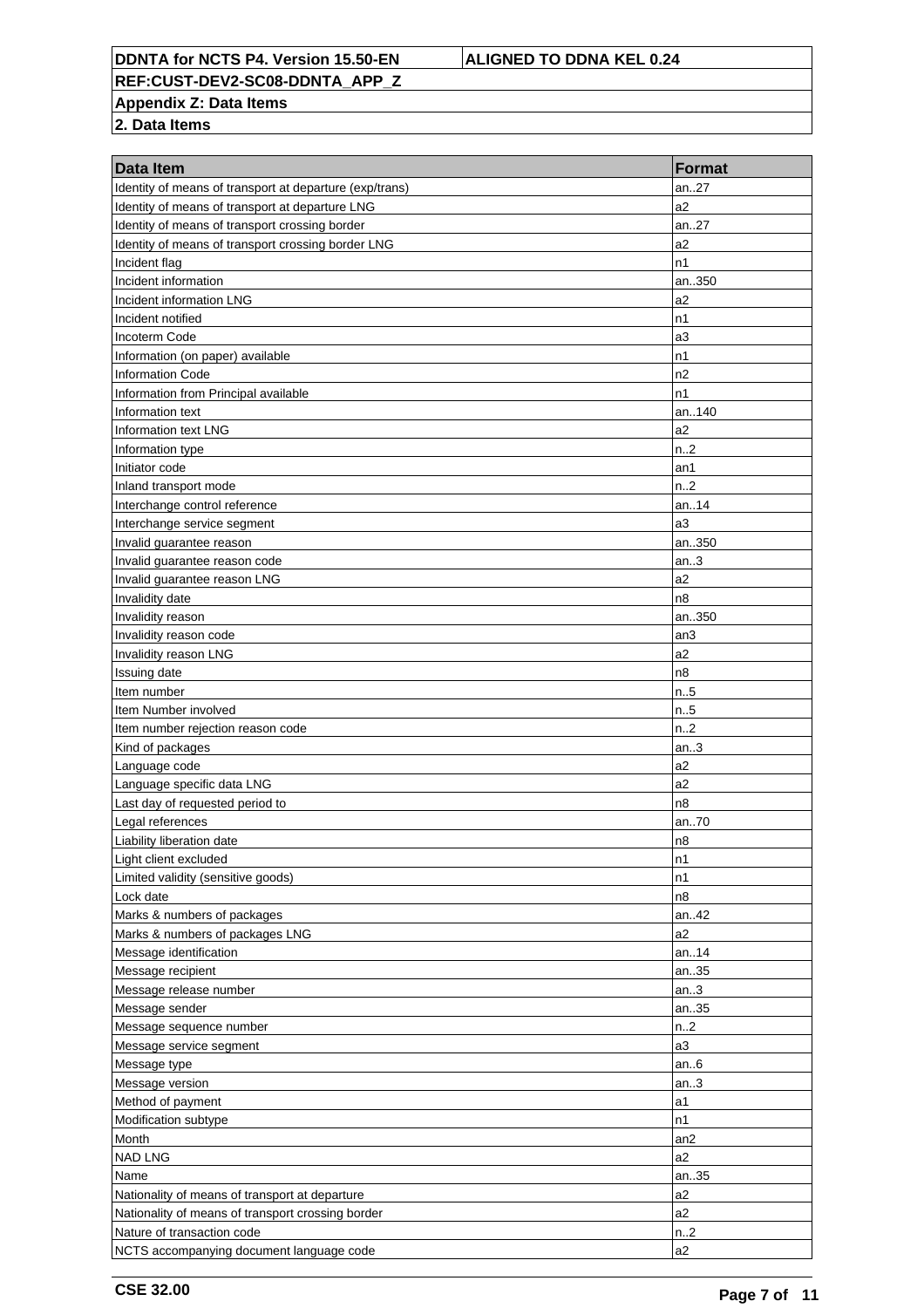**DDNTA for NCTS P4. Version 15.50-EN** | **ALIGNED TO DDNA KEL 0.24**

**REF:CUST-DEV2-SC08-DDNTA_APP_Z**

**Appendix Z: Data Items**

**2. Data Items**

| Data Item | Format |
| --- | --- |
| Identity of means of transport at departure (exp/trans) | an..27 |
| Identity of means of transport at departure LNG | a2 |
| Identity of means of transport crossing border | an..27 |
| Identity of means of transport crossing border LNG | a2 |
| Incident flag | n1 |
| Incident information | an..350 |
| Incident information LNG | a2 |
| Incident notified | n1 |
| Incoterm Code | a3 |
| Information (on paper) available | n1 |
| Information Code | n2 |
| Information from Principal available | n1 |
| Information text | an..140 |
| Information text LNG | a2 |
| Information type | n..2 |
| Initiator code | an1 |
| Inland transport mode | n..2 |
| Interchange control reference | an..14 |
| Interchange service segment | a3 |
| Invalid guarantee reason | an..350 |
| Invalid guarantee reason code | an..3 |
| Invalid guarantee reason LNG | a2 |
| Invalidity date | n8 |
| Invalidity reason | an..350 |
| Invalidity reason code | an3 |
| Invalidity reason LNG | a2 |
| Issuing date | n8 |
| Item number | n..5 |
| Item Number involved | n..5 |
| Item number rejection reason code | n..2 |
| Kind of packages | an..3 |
| Language code | a2 |
| Language specific data LNG | a2 |
| Last day of requested period to | n8 |
| Legal references | an..70 |
| Liability liberation date | n8 |
| Light client excluded | n1 |
| Limited validity (sensitive goods) | n1 |
| Lock date | n8 |
| Marks & numbers of packages | an..42 |
| Marks & numbers of packages LNG | a2 |
| Message identification | an..14 |
| Message recipient | an..35 |
| Message release number | an..3 |
| Message sender | an..35 |
| Message sequence number | n..2 |
| Message service segment | a3 |
| Message type | an..6 |
| Message version | an..3 |
| Method of payment | a1 |
| Modification subtype | n1 |
| Month | an2 |
| NAD LNG | a2 |
| Name | an..35 |
| Nationality of means of transport at departure | a2 |
| Nationality of means of transport crossing border | a2 |
| Nature of transaction code | n..2 |
| NCTS accompanying document language code | a2 |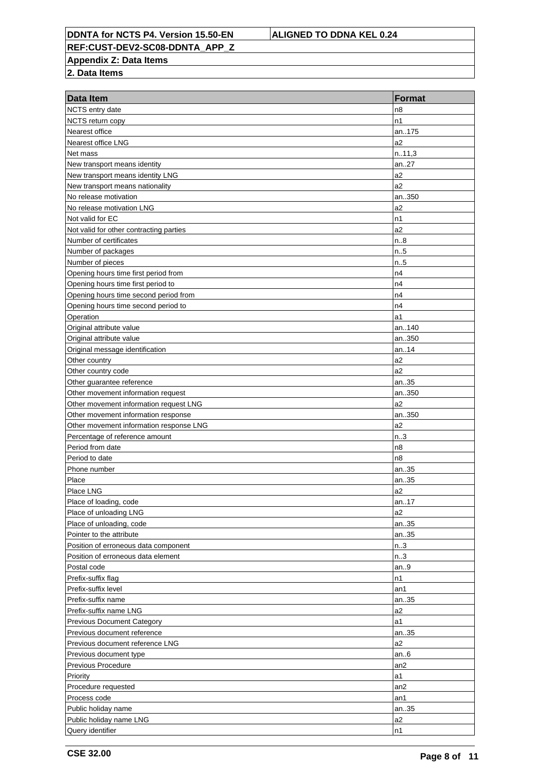**Appendix Z: Data Items**

**2. Data Items**

| Data Item | Format |
|---|---|
| NCTS entry date | n8 |
| NCTS return copy | n1 |
| Nearest office | an..175 |
| Nearest office LNG | a2 |
| Net mass | n..11,3 |
| New transport means identity | an..27 |
| New transport means identity LNG | a2 |
| New transport means nationality | a2 |
| No release motivation | an..350 |
| No release motivation LNG | a2 |
| Not valid for EC | n1 |
| Not valid for other contracting parties | a2 |
| Number of certificates | n..8 |
| Number of packages | n..5 |
| Number of pieces | n..5 |
| Opening hours time first period from | n4 |
| Opening hours time first period to | n4 |
| Opening hours time second period from | n4 |
| Opening hours time second period to | n4 |
| Operation | a1 |
| Original attribute value | an..140 |
| Original attribute value | an..350 |
| Original message identification | an..14 |
| Other country | a2 |
| Other country code | a2 |
| Other guarantee reference | an..35 |
| Other movement information request | an..350 |
| Other movement information request LNG | a2 |
| Other movement information response | an..350 |
| Other movement information response LNG | a2 |
| Percentage of reference amount | n..3 |
| Period from date | n8 |
| Period to date | n8 |
| Phone number | an..35 |
| Place | an..35 |
| Place LNG | a2 |
| Place of loading, code | an..17 |
| Place of unloading LNG | a2 |
| Place of unloading, code | an..35 |
| Pointer to the attribute | an..35 |
| Position of erroneous data component | n..3 |
| Position of erroneous data element | n..3 |
| Postal code | an..9 |
| Prefix-suffix flag | n1 |
| Prefix-suffix level | an1 |
| Prefix-suffix name | an..35 |
| Prefix-suffix name LNG | a2 |
| Previous Document Category | a1 |
| Previous document reference | an..35 |
| Previous document reference LNG | a2 |
| Previous document type | an..6 |
| Previous Procedure | an2 |
| Priority | a1 |
| Procedure requested | an2 |
| Process code | an1 |
| Public holiday name | an..35 |
| Public holiday name LNG | a2 |
| Query identifier | n1 |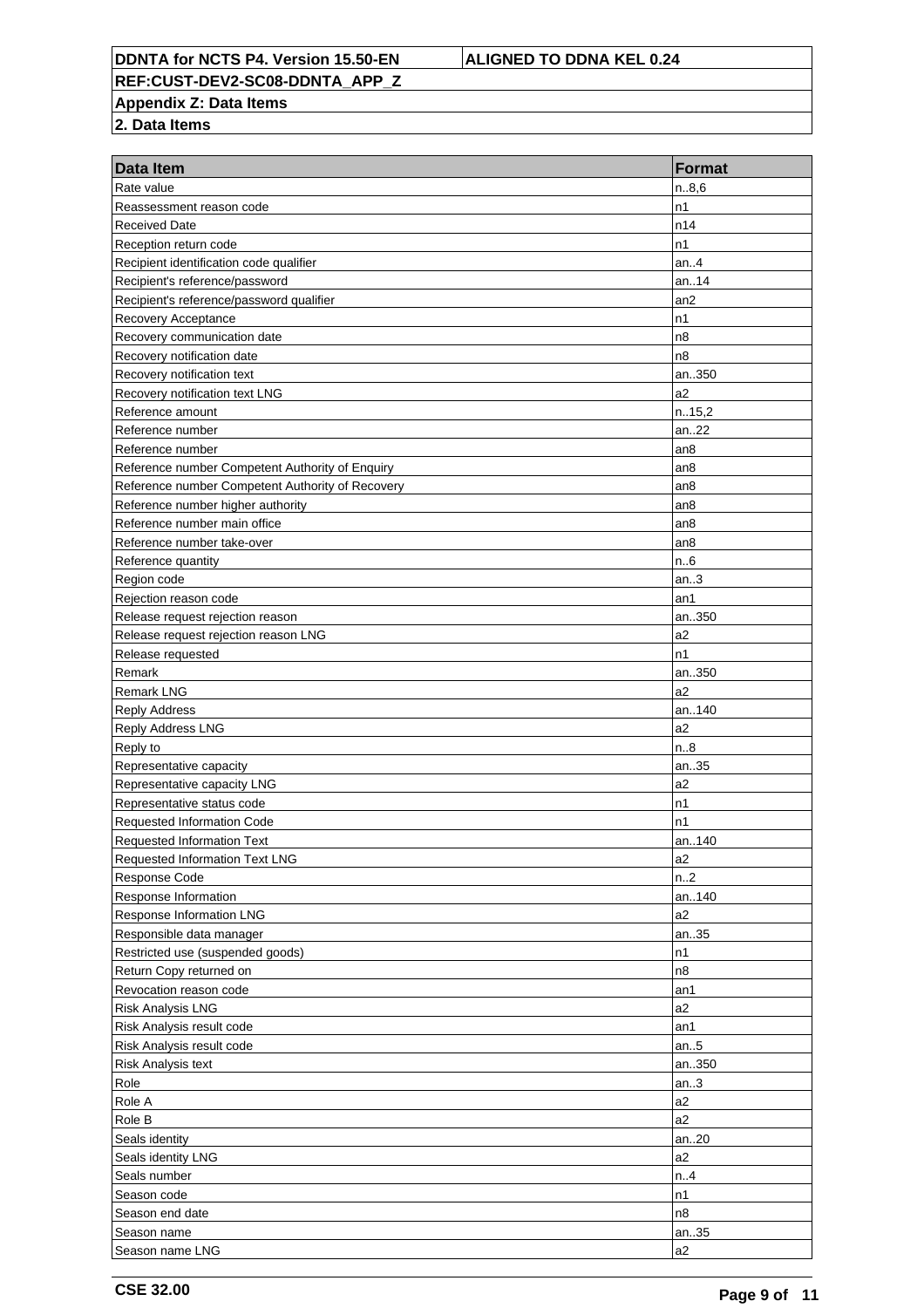| Data Item | Format |
|---|---|
| Rate value | n..8,6 |
| Reassessment reason code | n1 |
| Received Date | n14 |
| Reception return code | n1 |
| Recipient identification code qualifier | an..4 |
| Recipient's reference/password | an..14 |
| Recipient's reference/password qualifier | an2 |
| Recovery Acceptance | n1 |
| Recovery communication date | n8 |
| Recovery notification date | n8 |
| Recovery notification text | an..350 |
| Recovery notification text LNG | a2 |
| Reference amount | n..15,2 |
| Reference number | an..22 |
| Reference number | an8 |
| Reference number Competent Authority of Enquiry | an8 |
| Reference number Competent Authority of Recovery | an8 |
| Reference number higher authority | an8 |
| Reference number main office | an8 |
| Reference number take-over | an8 |
| Reference quantity | n..6 |
| Region code | an..3 |
| Rejection reason code | an1 |
| Release request rejection reason | an..350 |
| Release request rejection reason LNG | a2 |
| Release requested | n1 |
| Remark | an..350 |
| Remark LNG | a2 |
| Reply Address | an..140 |
| Reply Address LNG | a2 |
| Reply to | n..8 |
| Representative capacity | an..35 |
| Representative capacity LNG | a2 |
| Representative status code | n1 |
| Requested Information Code | n1 |
| Requested Information Text | an..140 |
| Requested Information Text LNG | a2 |
| Response Code | n..2 |
| Response Information | an..140 |
| Response Information LNG | a2 |
| Responsible data manager | an..35 |
| Restricted use (suspended goods) | n1 |
| Return Copy returned on | n8 |
| Revocation reason code | an1 |
| Risk Analysis LNG | a2 |
| Risk Analysis result code | an1 |
| Risk Analysis result code | an..5 |
| Risk Analysis text | an..350 |
| Role | an..3 |
| Role A | a2 |
| Role B | a2 |
| Seals identity | an..20 |
| Seals identity LNG | a2 |
| Seals number | n..4 |
| Season code | n1 |
| Season end date | n8 |
| Season name | an..35 |
| Season name LNG | a2 |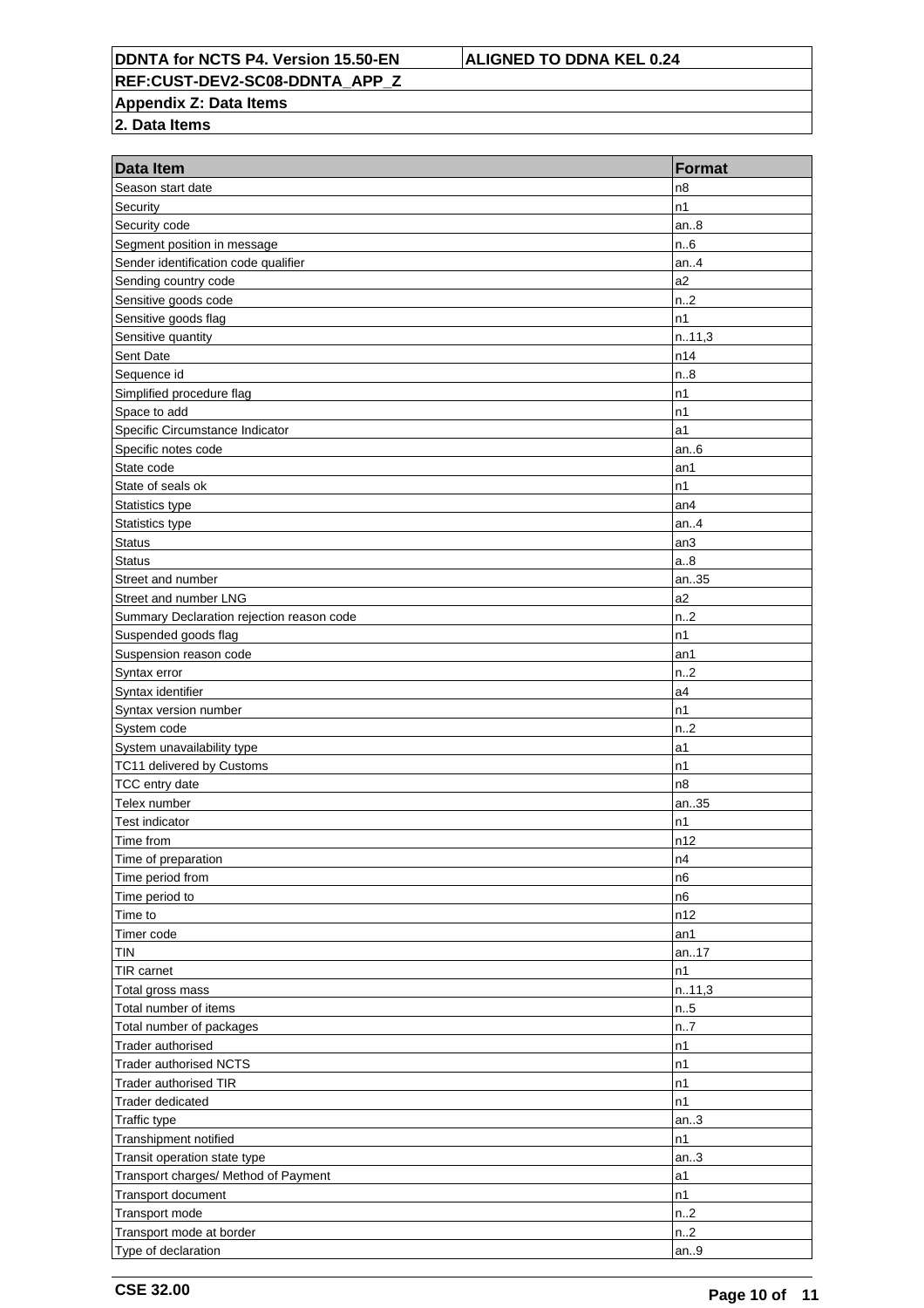| Data Item | Format |
|---|---|
| Season start date | n8 |
| Security | n1 |
| Security code | an..8 |
| Segment position in message | n..6 |
| Sender identification code qualifier | an..4 |
| Sending country code | a2 |
| Sensitive goods code | n..2 |
| Sensitive goods flag | n1 |
| Sensitive quantity | n..11,3 |
| Sent Date | n14 |
| Sequence id | n..8 |
| Simplified procedure flag | n1 |
| Space to add | n1 |
| Specific Circumstance Indicator | a1 |
| Specific notes code | an..6 |
| State code | an1 |
| State of seals ok | n1 |
| Statistics type | an4 |
| Statistics type | an..4 |
| Status | an3 |
| Status | a..8 |
| Street and number | an..35 |
| Street and number LNG | a2 |
| Summary Declaration rejection reason code | n..2 |
| Suspended goods flag | n1 |
| Suspension reason code | an1 |
| Syntax error | n..2 |
| Syntax identifier | a4 |
| Syntax version number | n1 |
| System code | n..2 |
| System unavailability type | a1 |
| TC11 delivered by Customs | n1 |
| TCC entry date | n8 |
| Telex number | an..35 |
| Test indicator | n1 |
| Time from | n12 |
| Time of preparation | n4 |
| Time period from | n6 |
| Time period to | n6 |
| Time to | n12 |
| Timer code | an1 |
| TIN | an..17 |
| TIR carnet | n1 |
| Total gross mass | n..11,3 |
| Total number of items | n..5 |
| Total number of packages | n..7 |
| Trader authorised | n1 |
| Trader authorised NCTS | n1 |
| Trader authorised TIR | n1 |
| Trader dedicated | n1 |
| Traffic type | an..3 |
| Transhipment notified | n1 |
| Transit operation state type | an..3 |
| Transport charges/ Method of Payment | a1 |
| Transport document | n1 |
| Transport mode | n..2 |
| Transport mode at border | n..2 |
| Type of declaration | an..9 |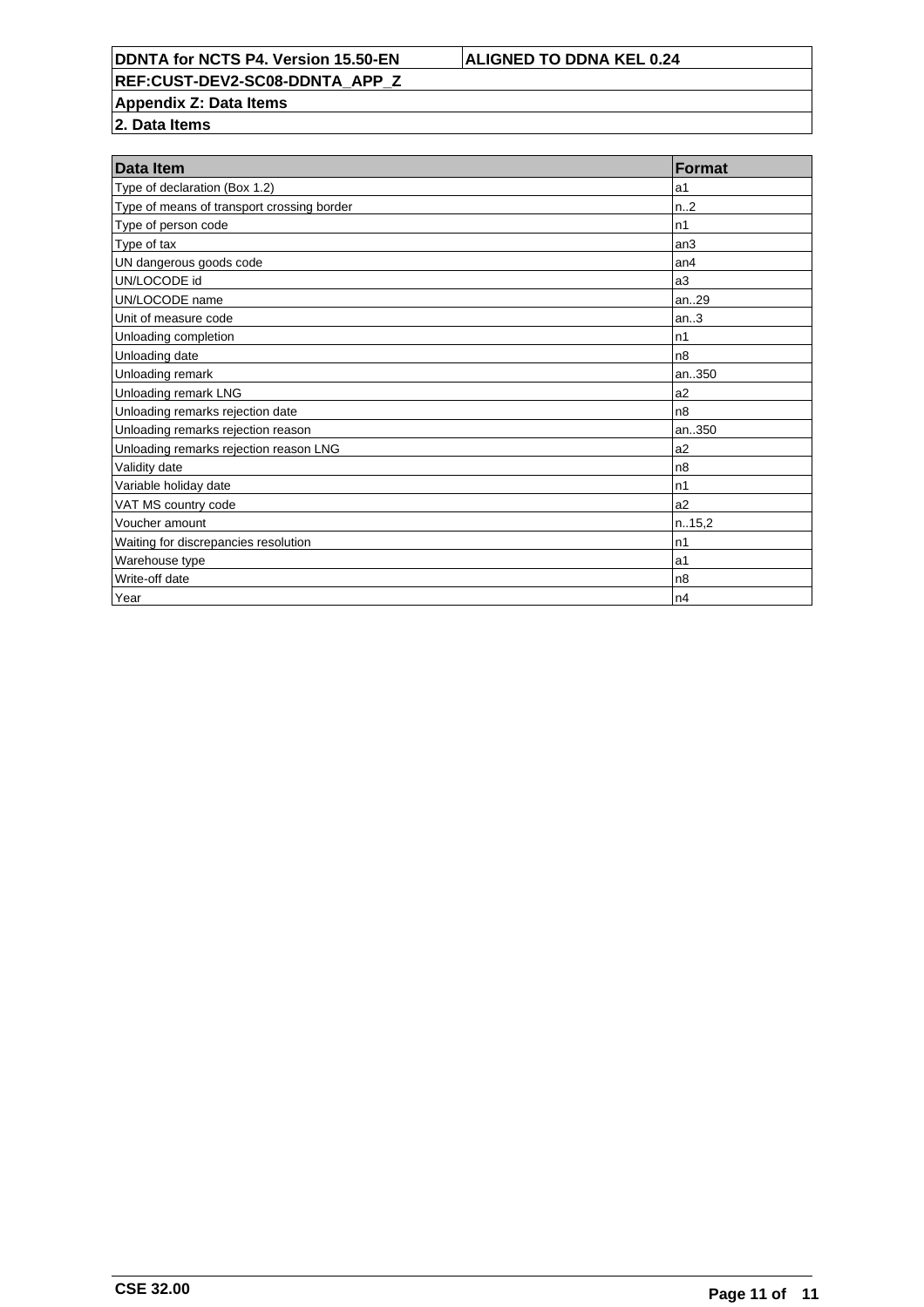| Data Item | Format |
|---|---|
| Type of declaration (Box 1.2) | a1 |
| Type of means of transport crossing border | n..2 |
| Type of person code | n1 |
| Type of tax | an3 |
| UN dangerous goods code | an4 |
| UN/LOCODE id | a3 |
| UN/LOCODE name | an..29 |
| Unit of measure code | an..3 |
| Unloading completion | n1 |
| Unloading date | n8 |
| Unloading remark | an..350 |
| Unloading remark LNG | a2 |
| Unloading remarks rejection date | n8 |
| Unloading remarks rejection reason | an..350 |
| Unloading remarks rejection reason LNG | a2 |
| Validity date | n8 |
| Variable holiday date | n1 |
| VAT MS country code | a2 |
| Voucher amount | n..15,2 |
| Waiting for discrepancies resolution | n1 |
| Warehouse type | a1 |
| Write-off date | n8 |
| Year | n4 |